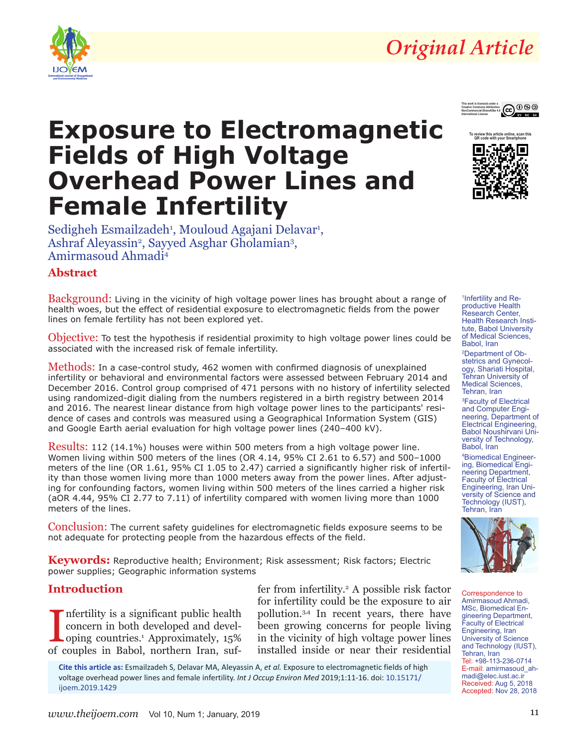*Original Article*

This work is licensed under a Creative Commons Attribution-NonCommercial-ShareAlike 4.0 International License.

# Exposure to Electromagnetic Fields of High Voltage Overhead Power Lines and Female Infertility

Sedigheh Esmailzadeh[1], Mouloud Agajani Delavar[1], Ashraf Aleyassin[2], Sayyed Asghar Gholamian[3], Amirmasoud Ahmadi[4]

## Abstract

**Background:** Living in the vicinity of high voltage power lines has brought about a range of health woes, but the effect of residential exposure to electromagnetic fields from the power lines on female fertility has not been explored yet.

**Objective:** To test the hypothesis if residential proximity to high voltage power lines could be associated with the increased risk of female infertility.

**Methods:** In a case-control study, 462 women with confirmed diagnosis of unexplained infertility or behavioral and environmental factors were assessed between February 2014 and December 2016. Control group comprised of 471 persons with no history of infertility selected using randomized-digit dialing from the numbers registered in a birth registry between 2014 and 2016. The nearest linear distance from high voltage power lines to the participants' residence of cases and controls was measured using a Geographical Information System (GIS) and Google Earth aerial evaluation for high voltage power lines (240–400 kV).

**Results:** 112 (14.1%) houses were within 500 meters from a high voltage power line. Women living within 500 meters of the lines (OR 4.14, 95% CI 2.61 to 6.57) and 500–1000 meters of the line (OR 1.61, 95% CI 1.05 to 2.47) carried a significantly higher risk of infertility than those women living more than 1000 meters away from the power lines. After adjusting for confounding factors, women living within 500 meters of the lines carried a higher risk (aOR 4.44, 95% CI 2.77 to 7.11) of infertility compared with women living more than 1000 meters of the lines.

**Conclusion:** The current safety guidelines for electromagnetic fields exposure seems to be not adequate for protecting people from the hazardous effects of the field.

**Keywords:** Reproductive health; Environment; Risk assessment; Risk factors; Electric power supplies; Geographic information systems

[1]Infertility and Reproductive Health Research Center, Health Research Institute, Babol University of Medical Sciences, Babol, Iran

[2]Department of Obstetrics and Gynecology, Shariati Hospital, Tehran University of Medical Sciences, Tehran, Iran

[3]Faculty of Electrical and Computer Engineering, Department of Electrical Engineering, Babol Noushirvani University of Technology, Babol, Iran

[4]Biomedical Engineering, Biomedical Engineering Department, Faculty of Electrical Engineering, Iran University of Science and Technology (IUST), Tehran, Iran

Correspondence to Amirmasoud Ahmadi, MSc, Biomedical Engineering Department, Faculty of Electrical Engineering, Iran University of Science and Technology (IUST), Tehran, Iran
Tel: +98-113-236-0714
E-mail: amirmasoud_ahmadi@elec.iust.ac.ir
Received: Aug 5, 2018
Accepted: Nov 28, 2018

**Cite this article as:** Esmailzadeh S, Delavar MA, Aleyassin A, *et al.* Exposure to electromagnetic fields of high voltage overhead power lines and female infertility. *Int J Occup Environ Med* 2019;1:11-16. doi: 10.15171/ijoem.2019.1429

## Introduction

Infertility is a significant public health concern in both developed and developing countries.[1] Approximately, 15% of couples in Babol, northern Iran, suffer from infertility.[2] A possible risk factor for infertility could be the exposure to air pollution.[3,4] In recent years, there have been growing concerns for people living in the vicinity of high voltage power lines installed inside or near their residential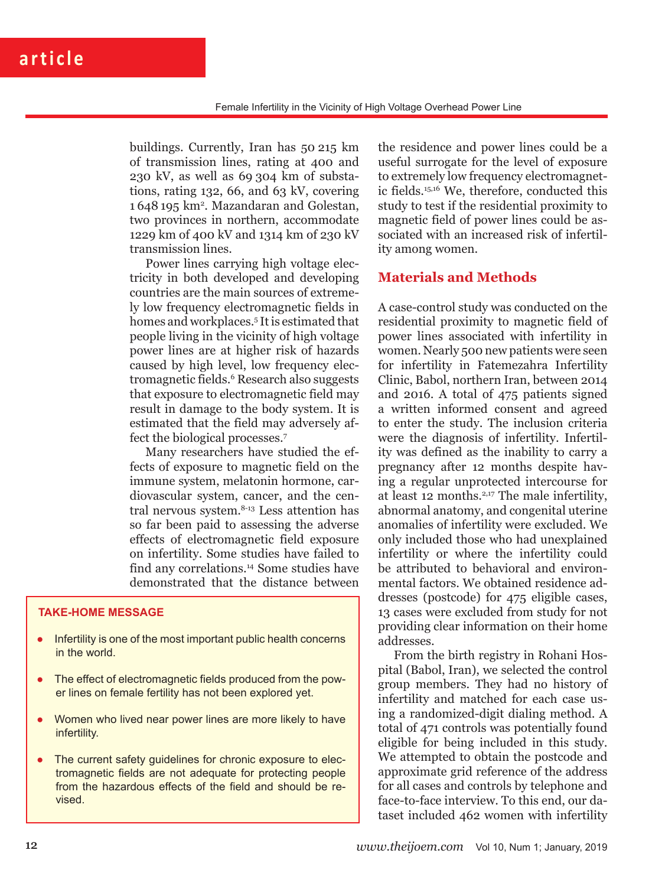buildings. Currently, Iran has 50 215 km of transmission lines, rating at 400 and 230 kV, as well as 69 304 km of substations, rating 132, 66, and 63 kV, covering 1 648 195 km$^2$. Mazandaran and Golestan, two provinces in northern, accommodate 1229 km of 400 kV and 1314 km of 230 kV transmission lines.

Power lines carrying high voltage electricity in both developed and developing countries are the main sources of extremely low frequency electromagnetic fields in homes and workplaces.[5] It is estimated that people living in the vicinity of high voltage power lines are at higher risk of hazards caused by high level, low frequency electromagnetic fields.[6] Research also suggests that exposure to electromagnetic field may result in damage to the body system. It is estimated that the field may adversely affect the biological processes.[7]

Many researchers have studied the effects of exposure to magnetic field on the immune system, melatonin hormone, cardiovascular system, cancer, and the central nervous system.[8-13] Less attention has so far been paid to assessing the adverse effects of electromagnetic field exposure on infertility. Some studies have failed to find any correlations.[14] Some studies have demonstrated that the distance between the residence and power lines could be a useful surrogate for the level of exposure to extremely low frequency electromagnetic fields.[15,16] We, therefore, conducted this study to test if the residential proximity to magnetic field of power lines could be associated with an increased risk of infertility among women.

> **TAKE-HOME MESSAGE**
>
> - Infertility is one of the most important public health concerns in the world.
> - The effect of electromagnetic fields produced from the power lines on female fertility has not been explored yet.
> - Women who lived near power lines are more likely to have infertility.
> - The current safety guidelines for chronic exposure to electromagnetic fields are not adequate for protecting people from the hazardous effects of the field and should be revised.

## Materials and Methods

A case-control study was conducted on the residential proximity to magnetic field of power lines associated with infertility in women. Nearly 500 new patients were seen for infertility in Fatemezahra Infertility Clinic, Babol, northern Iran, between 2014 and 2016. A total of 475 patients signed a written informed consent and agreed to enter the study. The inclusion criteria were the diagnosis of infertility. Infertility was defined as the inability to carry a pregnancy after 12 months despite having a regular unprotected intercourse for at least 12 months.[2,17] The male infertility, abnormal anatomy, and congenital uterine anomalies of infertility were excluded. We only included those who had unexplained infertility or where the infertility could be attributed to behavioral and environmental factors. We obtained residence addresses (postcode) for 475 eligible cases, 13 cases were excluded from study for not providing clear information on their home addresses.

From the birth registry in Rohani Hospital (Babol, Iran), we selected the control group members. They had no history of infertility and matched for each case using a randomized-digit dialing method. A total of 471 controls was potentially found eligible for being included in this study. We attempted to obtain the postcode and approximate grid reference of the address for all cases and controls by telephone and face-to-face interview. To this end, our dataset included 462 women with infertility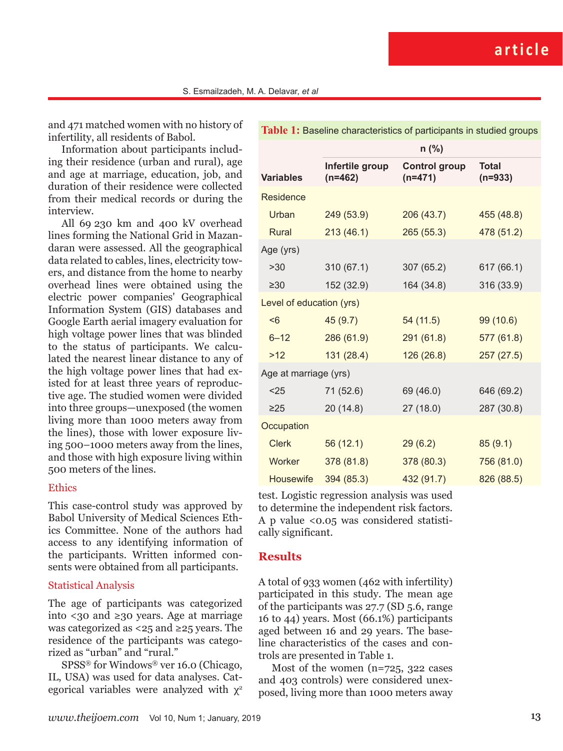and 471 matched women with no history of infertility, all residents of Babol.

Information about participants including their residence (urban and rural), age and age at marriage, education, job, and duration of their residence were collected from their medical records or during the interview.

All 69 230 km and 400 kV overhead lines forming the National Grid in Mazandaran were assessed. All the geographical data related to cables, lines, electricity towers, and distance from the home to nearby overhead lines were obtained using the electric power companies' Geographical Information System (GIS) databases and Google Earth aerial imagery evaluation for high voltage power lines that was blinded to the status of participants. We calculated the nearest linear distance to any of the high voltage power lines that had existed for at least three years of reproductive age. The studied women were divided into three groups—unexposed (the women living more than 1000 meters away from the lines), those with lower exposure living 500–1000 meters away from the lines, and those with high exposure living within 500 meters of the lines.

### Ethics

This case-control study was approved by Babol University of Medical Sciences Ethics Committee. None of the authors had access to any identifying information of the participants. Written informed consents were obtained from all participants.

### Statistical Analysis

The age of participants was categorized into <30 and ≥30 years. Age at marriage was categorized as <25 and ≥25 years. The residence of the participants was categorized as "urban" and "rural."

SPSS® for Windows® ver 16.0 (Chicago, IL, USA) was used for data analyses. Categorical variables were analyzed with $\chi^2$ test. Logistic regression analysis was used to determine the independent risk factors. A p value <0.05 was considered statistically significant.

**Table 1:** Baseline characteristics of participants in studied groups

| Variables | n (%) | | |
|---|---|---|---|
| | **Infertile group (n=462)** | **Control group (n=471)** | **Total (n=933)** |
| Residence | | | |
| Urban | 249 (53.9) | 206 (43.7) | 455 (48.8) |
| Rural | 213 (46.1) | 265 (55.3) | 478 (51.2) |
| Age (yrs) | | | |
| >30 | 310 (67.1) | 307 (65.2) | 617 (66.1) |
| ≥30 | 152 (32.9) | 164 (34.8) | 316 (33.9) |
| Level of education (yrs) | | | |
| <6 | 45 (9.7) | 54 (11.5) | 99 (10.6) |
| 6–12 | 286 (61.9) | 291 (61.8) | 577 (61.8) |
| >12 | 131 (28.4) | 126 (26.8) | 257 (27.5) |
| Age at marriage (yrs) | | | |
| <25 | 71 (52.6) | 69 (46.0) | 646 (69.2) |
| ≥25 | 20 (14.8) | 27 (18.0) | 287 (30.8) |
| Occupation | | | |
| Clerk | 56 (12.1) | 29 (6.2) | 85 (9.1) |
| Worker | 378 (81.8) | 378 (80.3) | 756 (81.0) |
| Housewife | 394 (85.3) | 432 (91.7) | 826 (88.5) |

## Results

A total of 933 women (462 with infertility) participated in this study. The mean age of the participants was 27.7 (SD 5.6, range 16 to 44) years. Most (66.1%) participants aged between 16 and 29 years. The baseline characteristics of the cases and controls are presented in Table 1.

Most of the women (n=725, 322 cases and 403 controls) were considered unexposed, living more than 1000 meters away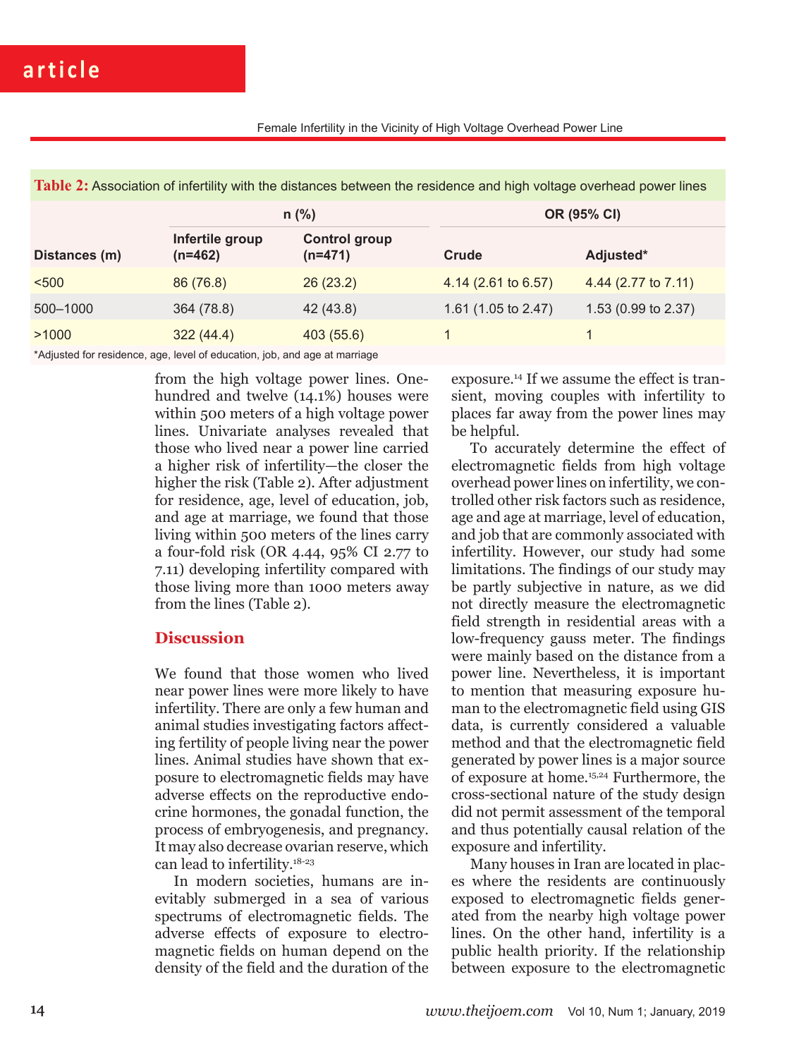**Table 2:** Association of infertility with the distances between the residence and high voltage overhead power lines

| Distances (m) | n (%) | | OR (95% CI) | |
|---|---|---|---|---|
| | Infertile group (n=462) | Control group (n=471) | Crude | Adjusted* |
| <500 | 86 (76.8) | 26 (23.2) | 4.14 (2.61 to 6.57) | 4.44 (2.77 to 7.11) |
| 500–1000 | 364 (78.8) | 42 (43.8) | 1.61 (1.05 to 2.47) | 1.53 (0.99 to 2.37) |
| >1000 | 322 (44.4) | 403 (55.6) | 1 | 1 |

*Adjusted for residence, age, level of education, job, and age at marriage

from the high voltage power lines. One-hundred and twelve (14.1%) houses were within 500 meters of a high voltage power lines. Univariate analyses revealed that those who lived near a power line carried a higher risk of infertility—the closer the higher the risk (Table 2). After adjustment for residence, age, level of education, job, and age at marriage, we found that those living within 500 meters of the lines carry a four-fold risk (OR 4.44, 95% CI 2.77 to 7.11) developing infertility compared with those living more than 1000 meters away from the lines (Table 2).

## Discussion

We found that those women who lived near power lines were more likely to have infertility. There are only a few human and animal studies investigating factors affecting fertility of people living near the power lines. Animal studies have shown that exposure to electromagnetic fields may have adverse effects on the reproductive endocrine hormones, the gonadal function, the process of embryogenesis, and pregnancy. It may also decrease ovarian reserve, which can lead to infertility.[18-23]

In modern societies, humans are inevitably submerged in a sea of various spectrums of electromagnetic fields. The adverse effects of exposure to electromagnetic fields on human depend on the density of the field and the duration of the exposure.[14] If we assume the effect is transient, moving couples with infertility to places far away from the power lines may be helpful.

To accurately determine the effect of electromagnetic fields from high voltage overhead power lines on infertility, we controlled other risk factors such as residence, age and age at marriage, level of education, and job that are commonly associated with infertility. However, our study had some limitations. The findings of our study may be partly subjective in nature, as we did not directly measure the electromagnetic field strength in residential areas with a low-frequency gauss meter. The findings were mainly based on the distance from a power line. Nevertheless, it is important to mention that measuring exposure human to the electromagnetic field using GIS data, is currently considered a valuable method and that the electromagnetic field generated by power lines is a major source of exposure at home.[15,24] Furthermore, the cross-sectional nature of the study design did not permit assessment of the temporal and thus potentially causal relation of the exposure and infertility.

Many houses in Iran are located in places where the residents are continuously exposed to electromagnetic fields generated from the nearby high voltage power lines. On the other hand, infertility is a public health priority. If the relationship between exposure to the electromagnetic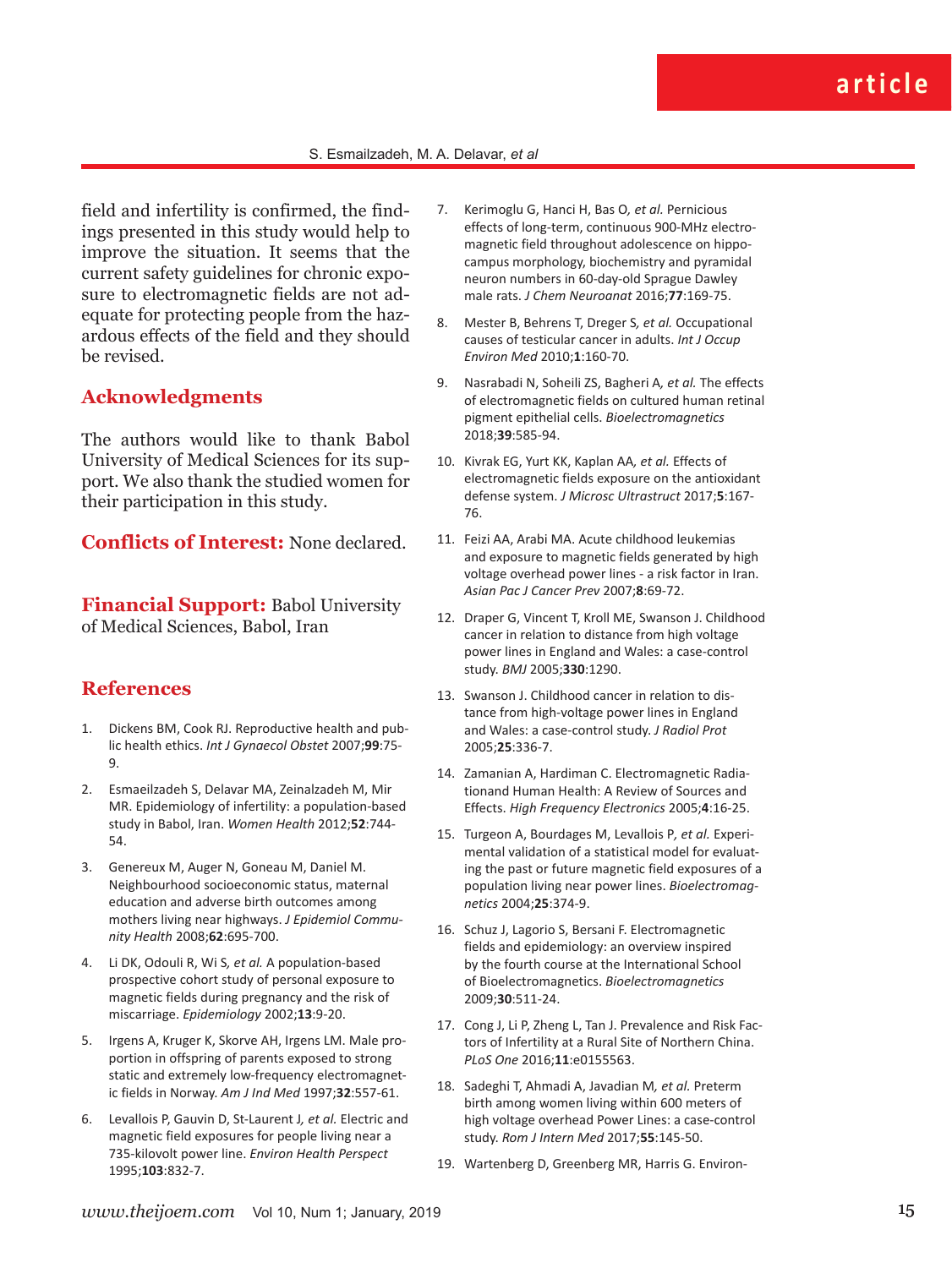field and infertility is confirmed, the findings presented in this study would help to improve the situation. It seems that the current safety guidelines for chronic exposure to electromagnetic fields are not adequate for protecting people from the hazardous effects of the field and they should be revised.

## Acknowledgments

The authors would like to thank Babol University of Medical Sciences for its support. We also thank the studied women for their participation in this study.

**Conflicts of Interest:** None declared.

**Financial Support:** Babol University of Medical Sciences, Babol, Iran

## References

1. Dickens BM, Cook RJ. Reproductive health and public health ethics. *Int J Gynaecol Obstet* 2007;**99**:75-9.
2. Esmaeilzadeh S, Delavar MA, Zeinalzadeh M, Mir MR. Epidemiology of infertility: a population-based study in Babol, Iran. *Women Health* 2012;**52**:744-54.
3. Genereux M, Auger N, Goneau M, Daniel M. Neighbourhood socioeconomic status, maternal education and adverse birth outcomes among mothers living near highways. *J Epidemiol Community Health* 2008;**62**:695-700.
4. Li DK, Odouli R, Wi S*, et al.* A population-based prospective cohort study of personal exposure to magnetic fields during pregnancy and the risk of miscarriage. *Epidemiology* 2002;**13**:9-20.
5. Irgens A, Kruger K, Skorve AH, Irgens LM. Male proportion in offspring of parents exposed to strong static and extremely low-frequency electromagnetic fields in Norway. *Am J Ind Med* 1997;**32**:557-61.
6. Levallois P, Gauvin D, St-Laurent J*, et al.* Electric and magnetic field exposures for people living near a 735-kilovolt power line. *Environ Health Perspect* 1995;**103**:832-7.
7. Kerimoglu G, Hanci H, Bas O*, et al.* Pernicious effects of long-term, continuous 900-MHz electromagnetic field throughout adolescence on hippocampus morphology, biochemistry and pyramidal neuron numbers in 60-day-old Sprague Dawley male rats. *J Chem Neuroanat* 2016;**77**:169-75.
8. Mester B, Behrens T, Dreger S*, et al.* Occupational causes of testicular cancer in adults. *Int J Occup Environ Med* 2010;**1**:160-70.
9. Nasrabadi N, Soheili ZS, Bagheri A*, et al.* The effects of electromagnetic fields on cultured human retinal pigment epithelial cells. *Bioelectromagnetics* 2018;**39**:585-94.
10. Kivrak EG, Yurt KK, Kaplan AA*, et al.* Effects of electromagnetic fields exposure on the antioxidant defense system. *J Microsc Ultrastruct* 2017;**5**:167-76.
11. Feizi AA, Arabi MA. Acute childhood leukemias and exposure to magnetic fields generated by high voltage overhead power lines - a risk factor in Iran. *Asian Pac J Cancer Prev* 2007;**8**:69-72.
12. Draper G, Vincent T, Kroll ME, Swanson J. Childhood cancer in relation to distance from high voltage power lines in England and Wales: a case-control study. *BMJ* 2005;**330**:1290.
13. Swanson J. Childhood cancer in relation to distance from high-voltage power lines in England and Wales: a case-control study. *J Radiol Prot* 2005;**25**:336-7.
14. Zamanian A, Hardiman C. Electromagnetic Radiationand Human Health: A Review of Sources and Effects. *High Frequency Electronics* 2005;**4**:16-25.
15. Turgeon A, Bourdages M, Levallois P*, et al.* Experimental validation of a statistical model for evaluating the past or future magnetic field exposures of a population living near power lines. *Bioelectromagnetics* 2004;**25**:374-9.
16. Schuz J, Lagorio S, Bersani F. Electromagnetic fields and epidemiology: an overview inspired by the fourth course at the International School of Bioelectromagnetics. *Bioelectromagnetics* 2009;**30**:511-24.
17. Cong J, Li P, Zheng L, Tan J. Prevalence and Risk Factors of Infertility at a Rural Site of Northern China. *PLoS One* 2016;**11**:e0155563.
18. Sadeghi T, Ahmadi A, Javadian M*, et al.* Preterm birth among women living within 600 meters of high voltage overhead Power Lines: a case-control study. *Rom J Intern Med* 2017;**55**:145-50.
19. Wartenberg D, Greenberg MR, Harris G. Environ-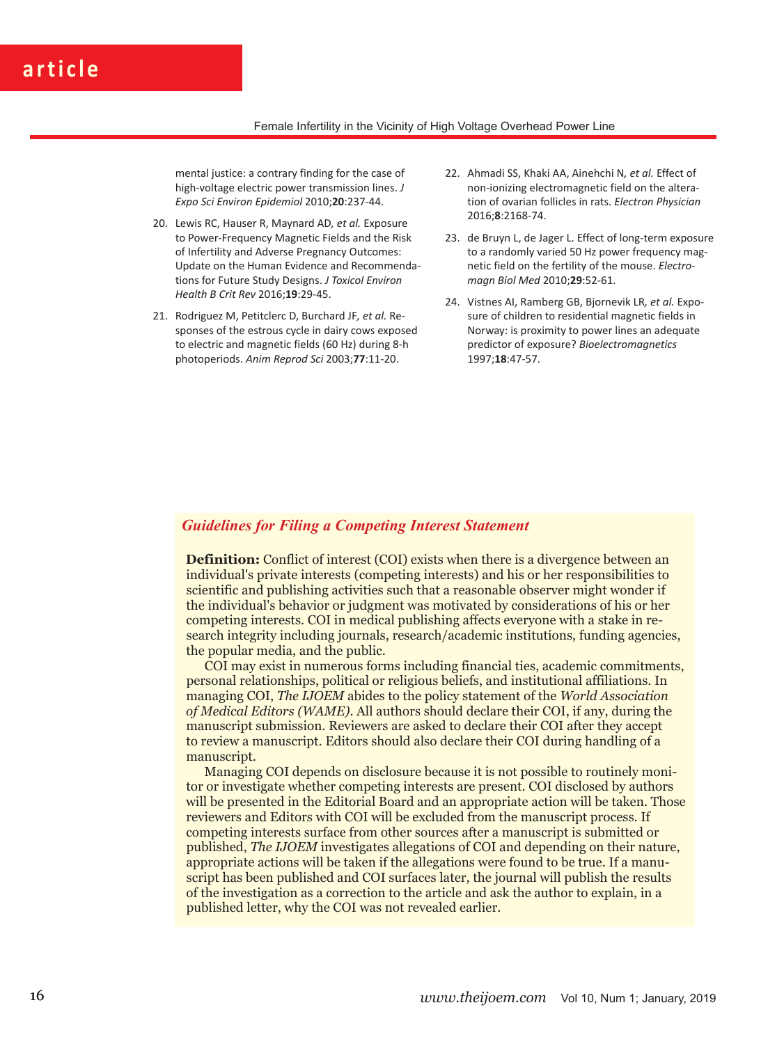mental justice: a contrary finding for the case of high-voltage electric power transmission lines. *J Expo Sci Environ Epidemiol* 2010;**20**:237-44.

20. Lewis RC, Hauser R, Maynard AD, *et al.* Exposure to Power-Frequency Magnetic Fields and the Risk of Infertility and Adverse Pregnancy Outcomes: Update on the Human Evidence and Recommendations for Future Study Designs. *J Toxicol Environ Health B Crit Rev* 2016;**19**:29-45.
21. Rodriguez M, Petitclerc D, Burchard JF, *et al.* Responses of the estrous cycle in dairy cows exposed to electric and magnetic fields (60 Hz) during 8-h photoperiods. *Anim Reprod Sci* 2003;**77**:11-20.
22. Ahmadi SS, Khaki AA, Ainehchi N, *et al.* Effect of non-ionizing electromagnetic field on the alteration of ovarian follicles in rats. *Electron Physician* 2016;**8**:2168-74.
23. de Bruyn L, de Jager L. Effect of long-term exposure to a randomly varied 50 Hz power frequency magnetic field on the fertility of the mouse. *Electromagn Biol Med* 2010;**29**:52-61.
24. Vistnes AI, Ramberg GB, Bjornevik LR, *et al.* Exposure of children to residential magnetic fields in Norway: is proximity to power lines an adequate predictor of exposure? *Bioelectromagnetics* 1997;**18**:47-57.

## *Guidelines for Filing a Competing Interest Statement*

**Definition:** Conflict of interest (COI) exists when there is a divergence between an individual's private interests (competing interests) and his or her responsibilities to scientific and publishing activities such that a reasonable observer might wonder if the individual's behavior or judgment was motivated by considerations of his or her competing interests. COI in medical publishing affects everyone with a stake in research integrity including journals, research/academic institutions, funding agencies, the popular media, and the public.

COI may exist in numerous forms including financial ties, academic commitments, personal relationships, political or religious beliefs, and institutional affiliations. In managing COI, *The IJOEM* abides to the policy statement of the *World Association of Medical Editors (WAME)*. All authors should declare their COI, if any, during the manuscript submission. Reviewers are asked to declare their COI after they accept to review a manuscript. Editors should also declare their COI during handling of a manuscript.

Managing COI depends on disclosure because it is not possible to routinely monitor or investigate whether competing interests are present. COI disclosed by authors will be presented in the Editorial Board and an appropriate action will be taken. Those reviewers and Editors with COI will be excluded from the manuscript process. If competing interests surface from other sources after a manuscript is submitted or published, *The IJOEM* investigates allegations of COI and depending on their nature, appropriate actions will be taken if the allegations were found to be true. If a manuscript has been published and COI surfaces later, the journal will publish the results of the investigation as a correction to the article and ask the author to explain, in a published letter, why the COI was not revealed earlier.